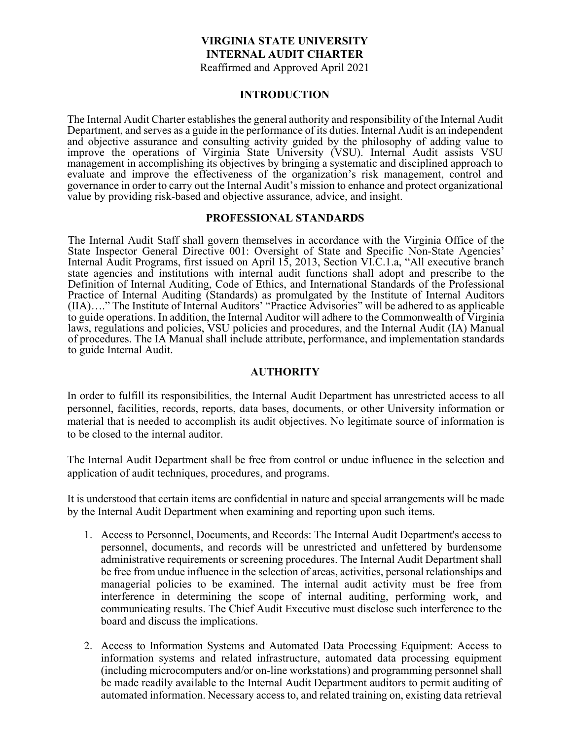# VIRGINIA STATE UNIVERSITY
# INTERNAL AUDIT CHARTER

Reaffirmed and Approved April 2021

## INTRODUCTION

The Internal Audit Charter establishes the general authority and responsibility of the Internal Audit Department, and serves as a guide in the performance of its duties. Internal Audit is an independent and objective assurance and consulting activity guided by the philosophy of adding value to improve the operations of Virginia State University (VSU). Internal Audit assists VSU management in accomplishing its objectives by bringing a systematic and disciplined approach to evaluate and improve the effectiveness of the organization's risk management, control and governance in order to carry out the Internal Audit's mission to enhance and protect organizational value by providing risk-based and objective assurance, advice, and insight.

## PROFESSIONAL STANDARDS

The Internal Audit Staff shall govern themselves in accordance with the Virginia Office of the State Inspector General Directive 001: Oversight of State and Specific Non-State Agencies' Internal Audit Programs, first issued on April 15, 2013, Section VI.C.1.a, "All executive branch state agencies and institutions with internal audit functions shall adopt and prescribe to the Definition of Internal Auditing, Code of Ethics, and International Standards of the Professional Practice of Internal Auditing (Standards) as promulgated by the Institute of Internal Auditors (IIA)…." The Institute of Internal Auditors' "Practice Advisories" will be adhered to as applicable to guide operations. In addition, the Internal Auditor will adhere to the Commonwealth of Virginia laws, regulations and policies, VSU policies and procedures, and the Internal Audit (IA) Manual of procedures. The IA Manual shall include attribute, performance, and implementation standards to guide Internal Audit.

## AUTHORITY

In order to fulfill its responsibilities, the Internal Audit Department has unrestricted access to all personnel, facilities, records, reports, data bases, documents, or other University information or material that is needed to accomplish its audit objectives. No legitimate source of information is to be closed to the internal auditor.

The Internal Audit Department shall be free from control or undue influence in the selection and application of audit techniques, procedures, and programs.

It is understood that certain items are confidential in nature and special arrangements will be made by the Internal Audit Department when examining and reporting upon such items.

1. Access to Personnel, Documents, and Records: The Internal Audit Department's access to personnel, documents, and records will be unrestricted and unfettered by burdensome administrative requirements or screening procedures. The Internal Audit Department shall be free from undue influence in the selection of areas, activities, personal relationships and managerial policies to be examined. The internal audit activity must be free from interference in determining the scope of internal auditing, performing work, and communicating results. The Chief Audit Executive must disclose such interference to the board and discuss the implications.

2. Access to Information Systems and Automated Data Processing Equipment: Access to information systems and related infrastructure, automated data processing equipment (including microcomputers and/or on-line workstations) and programming personnel shall be made readily available to the Internal Audit Department auditors to permit auditing of automated information. Necessary access to, and related training on, existing data retrieval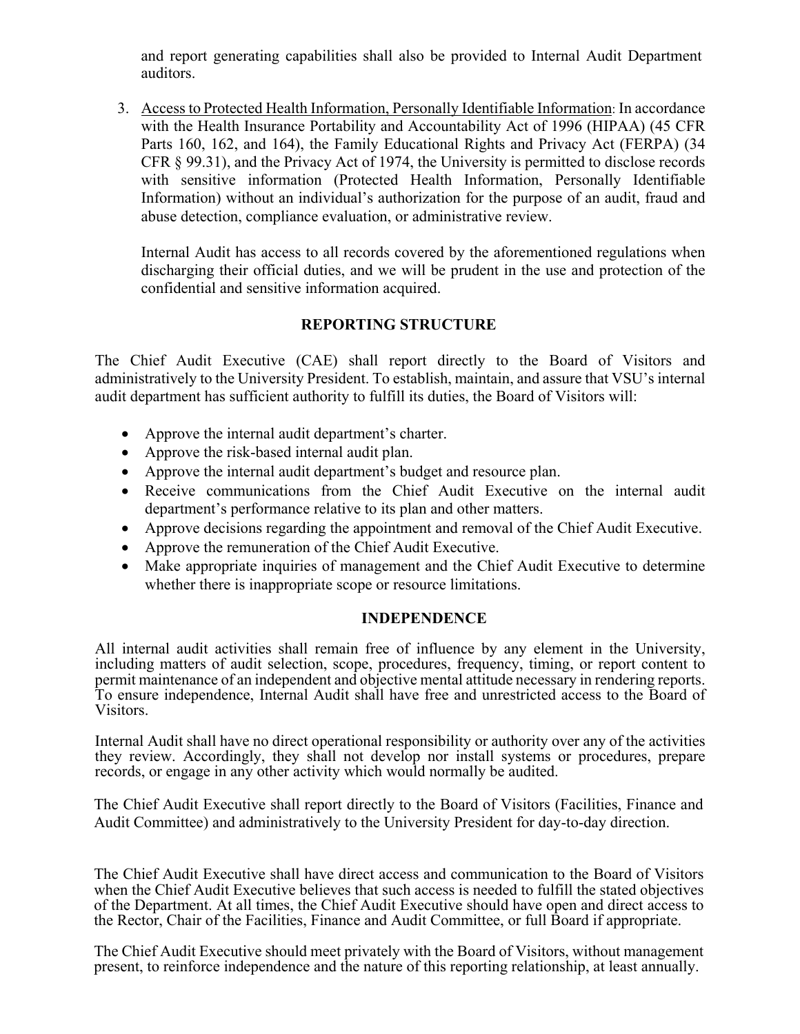and report generating capabilities shall also be provided to Internal Audit Department auditors.

3. Access to Protected Health Information, Personally Identifiable Information: In accordance with the Health Insurance Portability and Accountability Act of 1996 (HIPAA) (45 CFR Parts 160, 162, and 164), the Family Educational Rights and Privacy Act (FERPA) (34 CFR § 99.31), and the Privacy Act of 1974, the University is permitted to disclose records with sensitive information (Protected Health Information, Personally Identifiable Information) without an individual's authorization for the purpose of an audit, fraud and abuse detection, compliance evaluation, or administrative review.

   Internal Audit has access to all records covered by the aforementioned regulations when discharging their official duties, and we will be prudent in the use and protection of the confidential and sensitive information acquired.

## REPORTING STRUCTURE

The Chief Audit Executive (CAE) shall report directly to the Board of Visitors and administratively to the University President. To establish, maintain, and assure that VSU's internal audit department has sufficient authority to fulfill its duties, the Board of Visitors will:

- Approve the internal audit department's charter.
- Approve the risk-based internal audit plan.
- Approve the internal audit department's budget and resource plan.
- Receive communications from the Chief Audit Executive on the internal audit department's performance relative to its plan and other matters.
- Approve decisions regarding the appointment and removal of the Chief Audit Executive.
- Approve the remuneration of the Chief Audit Executive.
- Make appropriate inquiries of management and the Chief Audit Executive to determine whether there is inappropriate scope or resource limitations.

## INDEPENDENCE

All internal audit activities shall remain free of influence by any element in the University, including matters of audit selection, scope, procedures, frequency, timing, or report content to permit maintenance of an independent and objective mental attitude necessary in rendering reports. To ensure independence, Internal Audit shall have free and unrestricted access to the Board of Visitors.

Internal Audit shall have no direct operational responsibility or authority over any of the activities they review. Accordingly, they shall not develop nor install systems or procedures, prepare records, or engage in any other activity which would normally be audited.

The Chief Audit Executive shall report directly to the Board of Visitors (Facilities, Finance and Audit Committee) and administratively to the University President for day-to-day direction.

The Chief Audit Executive shall have direct access and communication to the Board of Visitors when the Chief Audit Executive believes that such access is needed to fulfill the stated objectives of the Department. At all times, the Chief Audit Executive should have open and direct access to the Rector, Chair of the Facilities, Finance and Audit Committee, or full Board if appropriate.

The Chief Audit Executive should meet privately with the Board of Visitors, without management present, to reinforce independence and the nature of this reporting relationship, at least annually.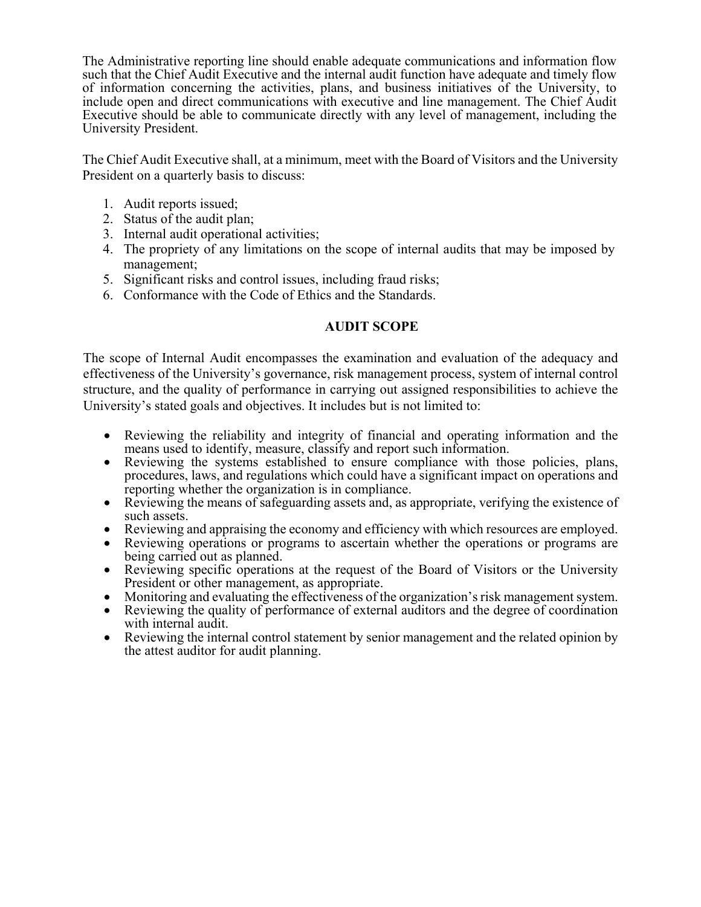The Administrative reporting line should enable adequate communications and information flow such that the Chief Audit Executive and the internal audit function have adequate and timely flow of information concerning the activities, plans, and business initiatives of the University, to include open and direct communications with executive and line management. The Chief Audit Executive should be able to communicate directly with any level of management, including the University President.

The Chief Audit Executive shall, at a minimum, meet with the Board of Visitors and the University President on a quarterly basis to discuss:

1. Audit reports issued;
2. Status of the audit plan;
3. Internal audit operational activities;
4. The propriety of any limitations on the scope of internal audits that may be imposed by management;
5. Significant risks and control issues, including fraud risks;
6. Conformance with the Code of Ethics and the Standards.

## AUDIT SCOPE

The scope of Internal Audit encompasses the examination and evaluation of the adequacy and effectiveness of the University's governance, risk management process, system of internal control structure, and the quality of performance in carrying out assigned responsibilities to achieve the University's stated goals and objectives. It includes but is not limited to:

- Reviewing the reliability and integrity of financial and operating information and the means used to identify, measure, classify and report such information.
- Reviewing the systems established to ensure compliance with those policies, plans, procedures, laws, and regulations which could have a significant impact on operations and reporting whether the organization is in compliance.
- Reviewing the means of safeguarding assets and, as appropriate, verifying the existence of such assets.
- Reviewing and appraising the economy and efficiency with which resources are employed.
- Reviewing operations or programs to ascertain whether the operations or programs are being carried out as planned.
- Reviewing specific operations at the request of the Board of Visitors or the University President or other management, as appropriate.
- Monitoring and evaluating the effectiveness of the organization's risk management system.
- Reviewing the quality of performance of external auditors and the degree of coordination with internal audit.
- Reviewing the internal control statement by senior management and the related opinion by the attest auditor for audit planning.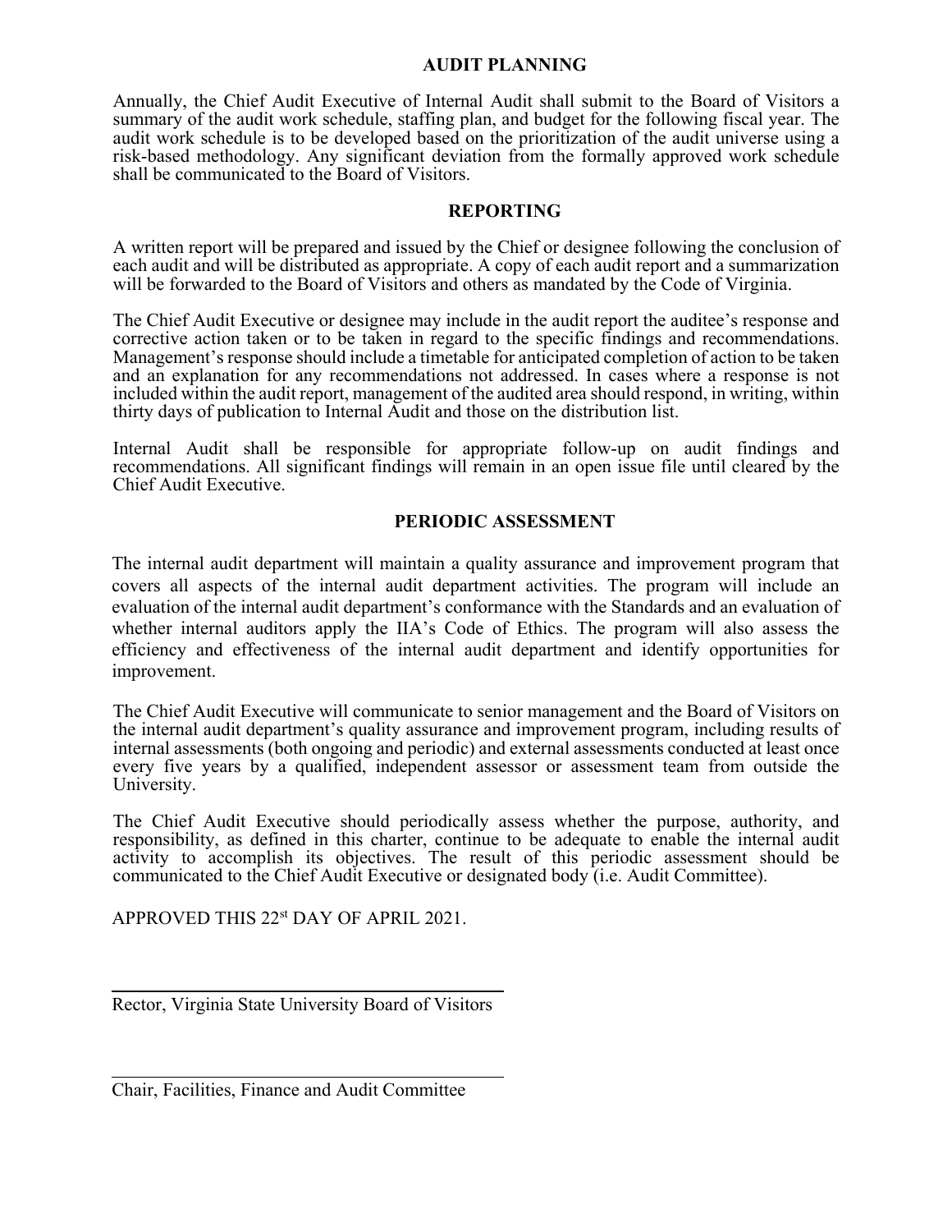## AUDIT PLANNING

Annually, the Chief Audit Executive of Internal Audit shall submit to the Board of Visitors a summary of the audit work schedule, staffing plan, and budget for the following fiscal year. The audit work schedule is to be developed based on the prioritization of the audit universe using a risk-based methodology. Any significant deviation from the formally approved work schedule shall be communicated to the Board of Visitors.

## REPORTING

A written report will be prepared and issued by the Chief or designee following the conclusion of each audit and will be distributed as appropriate. A copy of each audit report and a summarization will be forwarded to the Board of Visitors and others as mandated by the Code of Virginia.

The Chief Audit Executive or designee may include in the audit report the auditee's response and corrective action taken or to be taken in regard to the specific findings and recommendations. Management's response should include a timetable for anticipated completion of action to be taken and an explanation for any recommendations not addressed. In cases where a response is not included within the audit report, management of the audited area should respond, in writing, within thirty days of publication to Internal Audit and those on the distribution list.

Internal Audit shall be responsible for appropriate follow-up on audit findings and recommendations. All significant findings will remain in an open issue file until cleared by the Chief Audit Executive.

## PERIODIC ASSESSMENT

The internal audit department will maintain a quality assurance and improvement program that covers all aspects of the internal audit department activities. The program will include an evaluation of the internal audit department's conformance with the Standards and an evaluation of whether internal auditors apply the IIA's Code of Ethics. The program will also assess the efficiency and effectiveness of the internal audit department and identify opportunities for improvement.

The Chief Audit Executive will communicate to senior management and the Board of Visitors on the internal audit department's quality assurance and improvement program, including results of internal assessments (both ongoing and periodic) and external assessments conducted at least once every five years by a qualified, independent assessor or assessment team from outside the University.

The Chief Audit Executive should periodically assess whether the purpose, authority, and responsibility, as defined in this charter, continue to be adequate to enable the internal audit activity to accomplish its objectives. The result of this periodic assessment should be communicated to the Chief Audit Executive or designated body (i.e. Audit Committee).

APPROVED THIS 22st DAY OF APRIL 2021.

\_\_\_\_\_\_\_\_\_\_\_\_\_\_\_\_\_\_\_\_\_\_\_\_\_\_\_\_\_\_\_\_\_\_\_\_\_\_\_\_

Rector, Virginia State University Board of Visitors

\_\_\_\_\_\_\_\_\_\_\_\_\_\_\_\_\_\_\_\_\_\_\_\_\_\_\_\_\_\_\_\_\_\_\_\_\_\_\_\_

Chair, Facilities, Finance and Audit Committee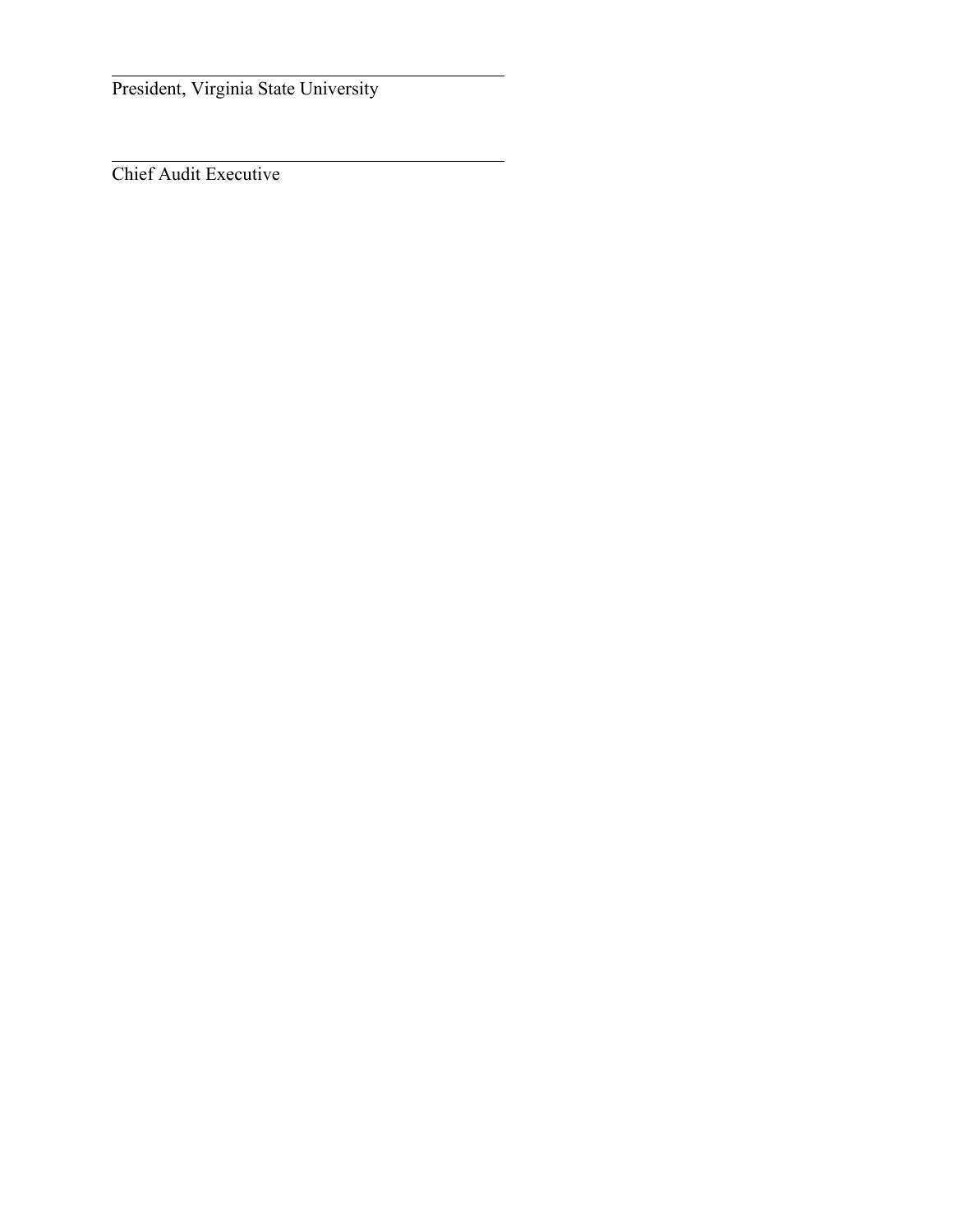\_\_\_\_\_\_\_\_\_\_\_\_\_\_\_\_\_\_\_\_\_\_\_\_\_\_\_\_\_\_\_\_\_\_\_\_\_\_\_\_

President, Virginia State University

\_\_\_\_\_\_\_\_\_\_\_\_\_\_\_\_\_\_\_\_\_\_\_\_\_\_\_\_\_\_\_\_\_\_\_\_\_\_\_\_

Chief Audit Executive